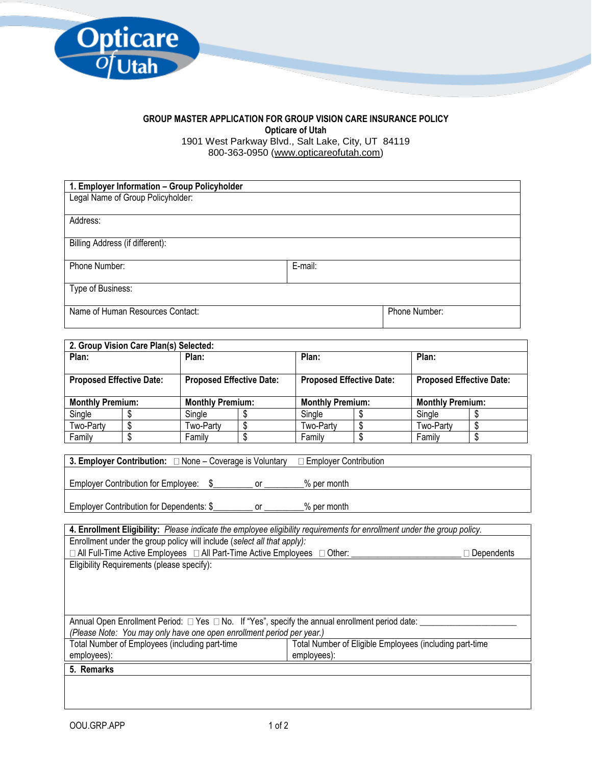Opticare Of Utah

# GROUP MASTER APPLICATION FOR GROUP VISION CARE INSURANCE POLICY

**Opticare of Utah**
1901 West Parkway Blvd., Salt Lake, City, UT 84119
800-363-0950 (www.opticareofutah.com)

| **1. Employer Information – Group Policyholder** | |
|---|---|
| Legal Name of Group Policyholder: | |
| Address: | |
| Billing Address (if different): | |
| Phone Number: | E-mail: |
| Type of Business: | |
| Name of Human Resources Contact: | Phone Number: |

| **2. Group Vision Care Plan(s) Selected:** | | | | | | | |
|---|---|---|---|---|---|---|---|
| **Plan:** | | **Plan:** | | **Plan:** | | **Plan:** | |
| **Proposed Effective Date:** | | **Proposed Effective Date:** | | **Proposed Effective Date:** | | **Proposed Effective Date:** | |
| **Monthly Premium:** | | **Monthly Premium:** | | **Monthly Premium:** | | **Monthly Premium:** | |
| Single | $ | Single | $ | Single | $ | Single | $ |
| Two-Party | $ | Two-Party | $ | Two-Party | $ | Two-Party | $ |
| Family | $ | Family | $ | Family | $ | Family | $ |

**3. Employer Contribution:** ☐ None – Coverage is Voluntary ☐ Employer Contribution

Employer Contribution for Employee: $_________ or _________% per month

Employer Contribution for Dependents: $_________ or _________% per month

**4. Enrollment Eligibility:** *Please indicate the employee eligibility requirements for enrollment under the group policy.*

Enrollment under the group policy will include (*select all that apply*):
☐ All Full-Time Active Employees ☐ All Part-Time Active Employees ☐ Other: _________________________ ☐ Dependents

Eligibility Requirements (please specify):

Annual Open Enrollment Period: ☐ Yes ☐ No. If "Yes", specify the annual enrollment period date: _____________________
*(Please Note: You may only have one open enrollment period per year.)*

| Total Number of Employees (including part-time employees): | Total Number of Eligible Employees (including part-time employees): |
|---|---|

**5. Remarks**

OOU.GRP.APP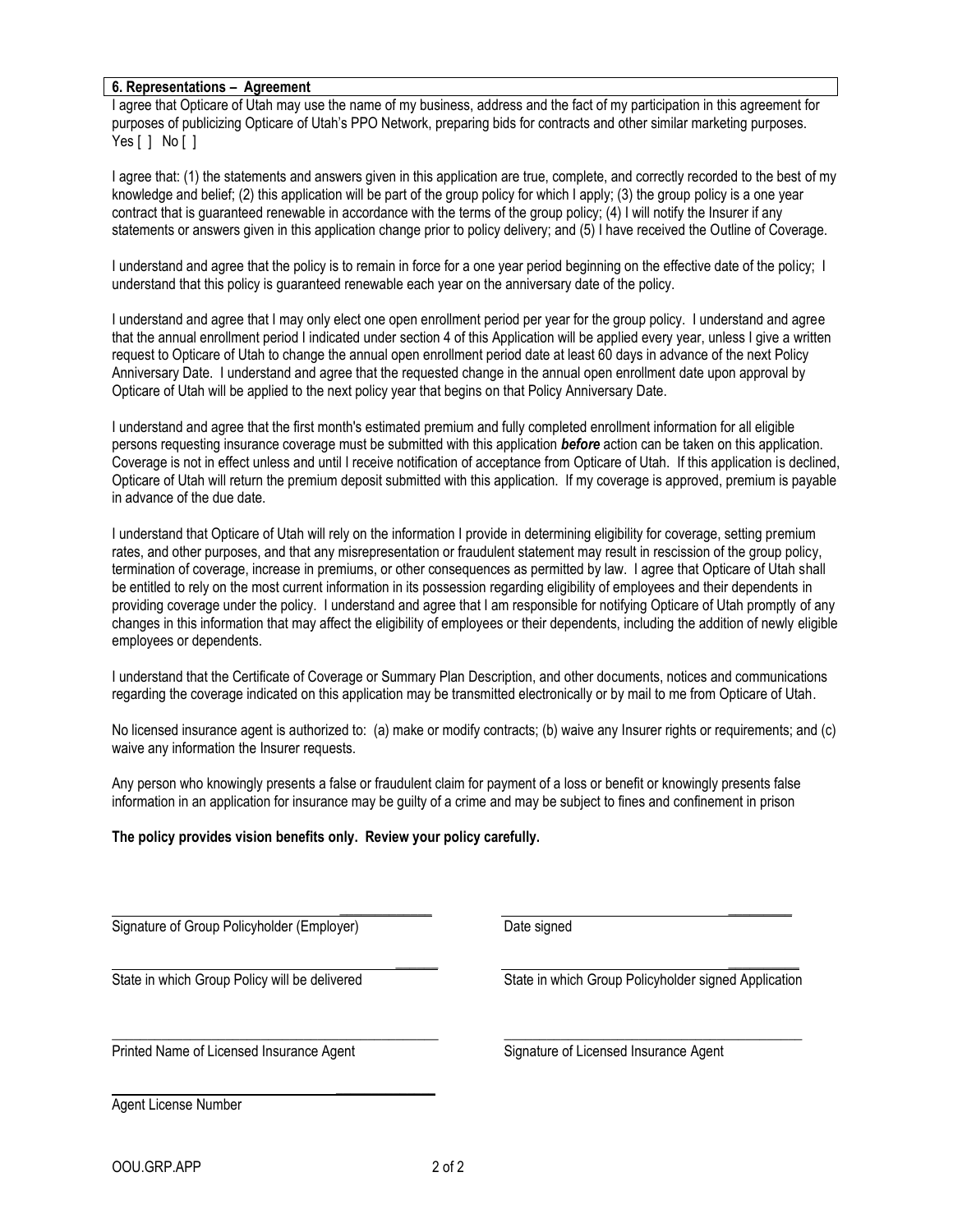## 6. Representations – Agreement

I agree that Opticare of Utah may use the name of my business, address and the fact of my participation in this agreement for purposes of publicizing Opticare of Utah's PPO Network, preparing bids for contracts and other similar marketing purposes.
Yes [ ]   No [ ]

I agree that: (1) the statements and answers given in this application are true, complete, and correctly recorded to the best of my knowledge and belief; (2) this application will be part of the group policy for which I apply; (3) the group policy is a one year contract that is guaranteed renewable in accordance with the terms of the group policy; (4) I will notify the Insurer if any statements or answers given in this application change prior to policy delivery; and (5) I have received the Outline of Coverage.

I understand and agree that the policy is to remain in force for a one year period beginning on the effective date of the policy; I understand that this policy is guaranteed renewable each year on the anniversary date of the policy.

I understand and agree that I may only elect one open enrollment period per year for the group policy. I understand and agree that the annual enrollment period I indicated under section 4 of this Application will be applied every year, unless I give a written request to Opticare of Utah to change the annual open enrollment period date at least 60 days in advance of the next Policy Anniversary Date. I understand and agree that the requested change in the annual open enrollment date upon approval by Opticare of Utah will be applied to the next policy year that begins on that Policy Anniversary Date.

I understand and agree that the first month's estimated premium and fully completed enrollment information for all eligible persons requesting insurance coverage must be submitted with this application ***before*** action can be taken on this application. Coverage is not in effect unless and until I receive notification of acceptance from Opticare of Utah. If this application is declined, Opticare of Utah will return the premium deposit submitted with this application. If my coverage is approved, premium is payable in advance of the due date.

I understand that Opticare of Utah will rely on the information I provide in determining eligibility for coverage, setting premium rates, and other purposes, and that any misrepresentation or fraudulent statement may result in rescission of the group policy, termination of coverage, increase in premiums, or other consequences as permitted by law. I agree that Opticare of Utah shall be entitled to rely on the most current information in its possession regarding eligibility of employees and their dependents in providing coverage under the policy. I understand and agree that I am responsible for notifying Opticare of Utah promptly of any changes in this information that may affect the eligibility of employees or their dependents, including the addition of newly eligible employees or dependents.

I understand that the Certificate of Coverage or Summary Plan Description, and other documents, notices and communications regarding the coverage indicated on this application may be transmitted electronically or by mail to me from Opticare of Utah.

No licensed insurance agent is authorized to: (a) make or modify contracts; (b) waive any Insurer rights or requirements; and (c) waive any information the Insurer requests.

Any person who knowingly presents a false or fraudulent claim for payment of a loss or benefit or knowingly presents false information in an application for insurance may be guilty of a crime and may be subject to fines and confinement in prison

**The policy provides vision benefits only. Review your policy carefully.**

\_\_\_\_\_\_\_\_\_\_\_\_\_\_\_\_\_\_\_\_\_\_\_\_\_\_\_\_\_\_\_\_\_\_\_\_\_\_\_\_
Signature of Group Policyholder (Employer)

\_\_\_\_\_\_\_\_\_\_\_\_\_\_\_\_\_\_\_\_\_\_\_\_\_\_\_\_\_\_\_\_\_\_\_\_\_\_\_\_
Date signed

\_\_\_\_\_\_\_\_\_\_\_\_\_\_\_\_\_\_\_\_\_\_\_\_\_\_\_\_\_\_\_\_\_\_\_\_\_\_\_\_
State in which Group Policy will be delivered

\_\_\_\_\_\_\_\_\_\_\_\_\_\_\_\_\_\_\_\_\_\_\_\_\_\_\_\_\_\_\_\_\_\_\_\_\_\_\_\_
State in which Group Policyholder signed Application

\_\_\_\_\_\_\_\_\_\_\_\_\_\_\_\_\_\_\_\_\_\_\_\_\_\_\_\_\_\_\_\_\_\_\_\_\_\_\_\_
Printed Name of Licensed Insurance Agent

\_\_\_\_\_\_\_\_\_\_\_\_\_\_\_\_\_\_\_\_\_\_\_\_\_\_\_\_\_\_\_\_\_\_\_\_\_\_\_\_
Signature of Licensed Insurance Agent

\_\_\_\_\_\_\_\_\_\_\_\_\_\_\_\_\_\_\_\_\_\_\_\_\_\_\_\_\_\_\_\_\_\_\_\_\_\_\_\_
Agent License Number

OOU.GRP.APP